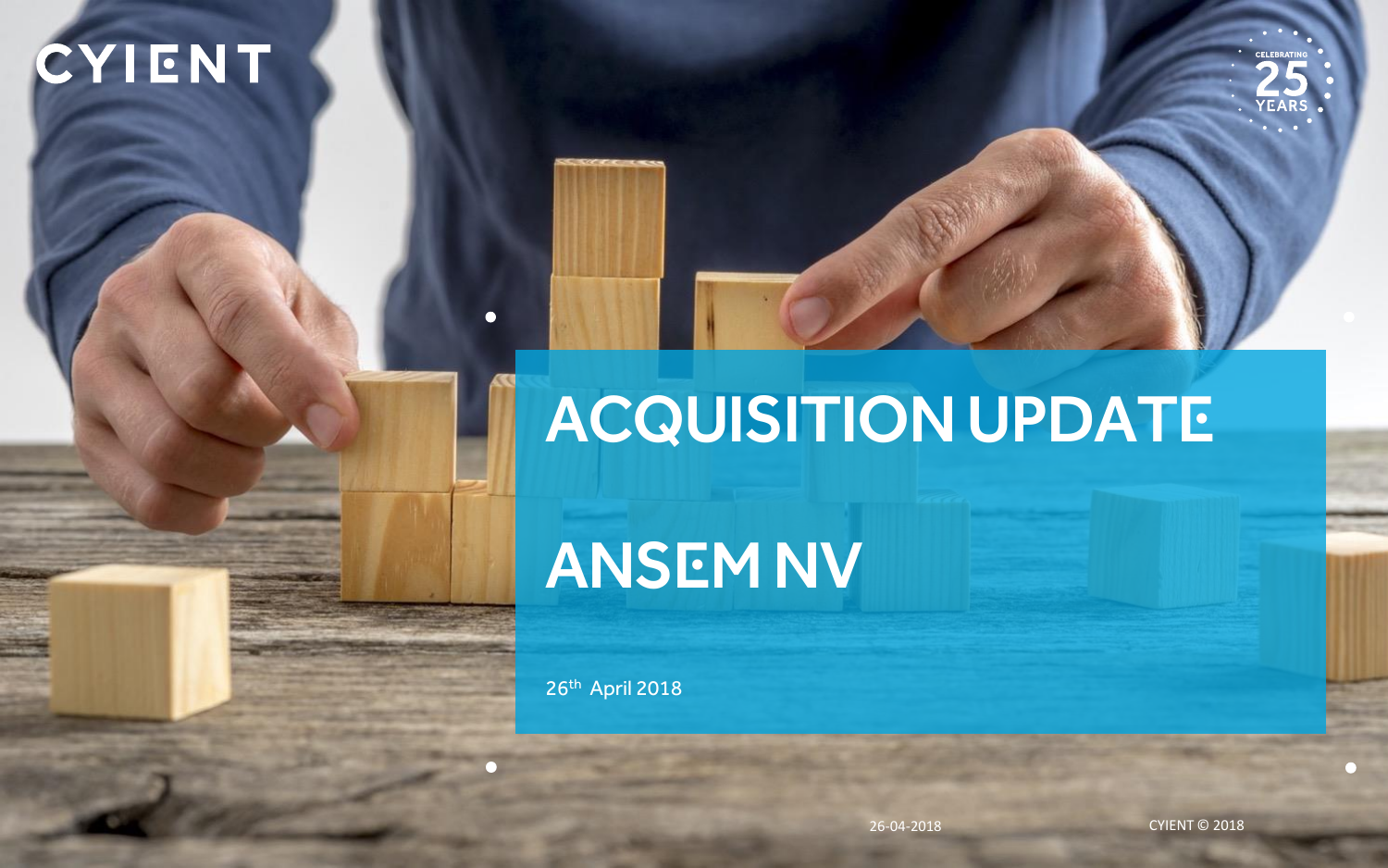CYIENT

CELEBRATING 25 YEARS

# ACQUISITION UPDATE

# ANSEM NV

26th April 2018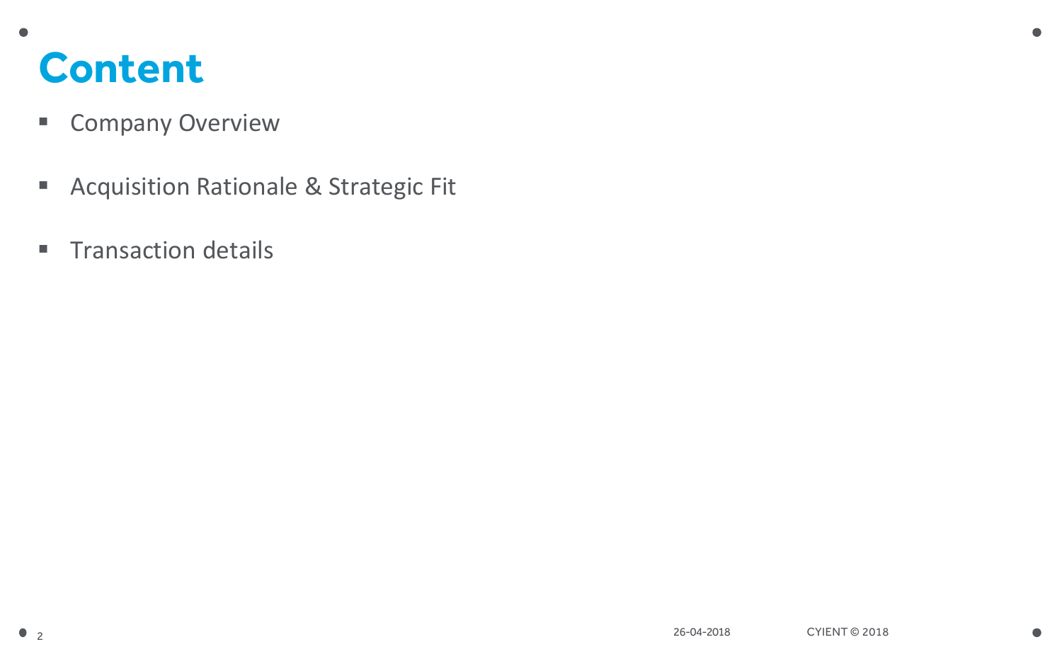# Content

- Company Overview
- Acquisition Rationale & Strategic Fit
- Transaction details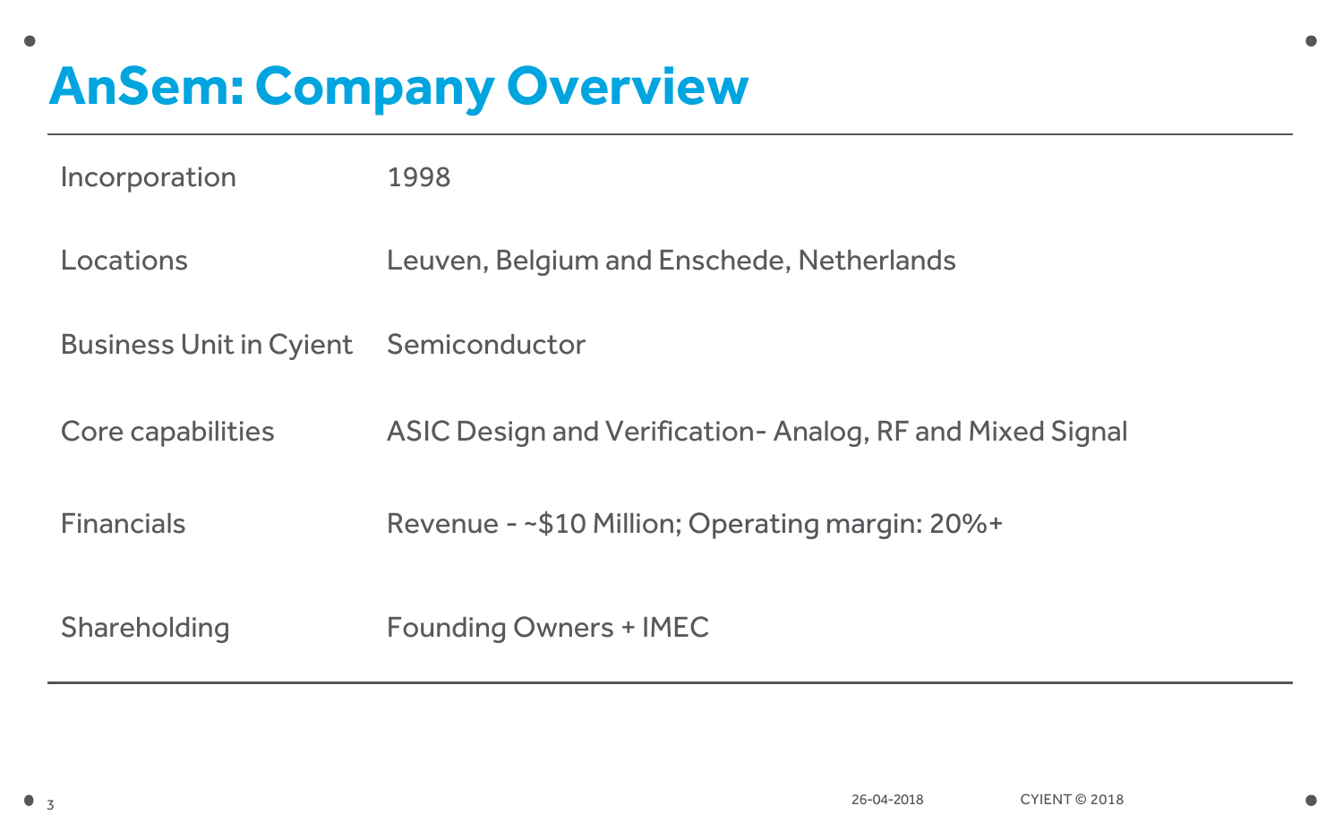# AnSem: Company Overview

| | |
|---|---|
| Incorporation | 1998 |
| Locations | Leuven, Belgium and Enschede, Netherlands |
| Business Unit in Cyient | Semiconductor |
| Core capabilities | ASIC Design and Verification- Analog, RF and Mixed Signal |
| Financials | Revenue - ~$10 Million; Operating margin: 20%+ |
| Shareholding | Founding Owners + IMEC |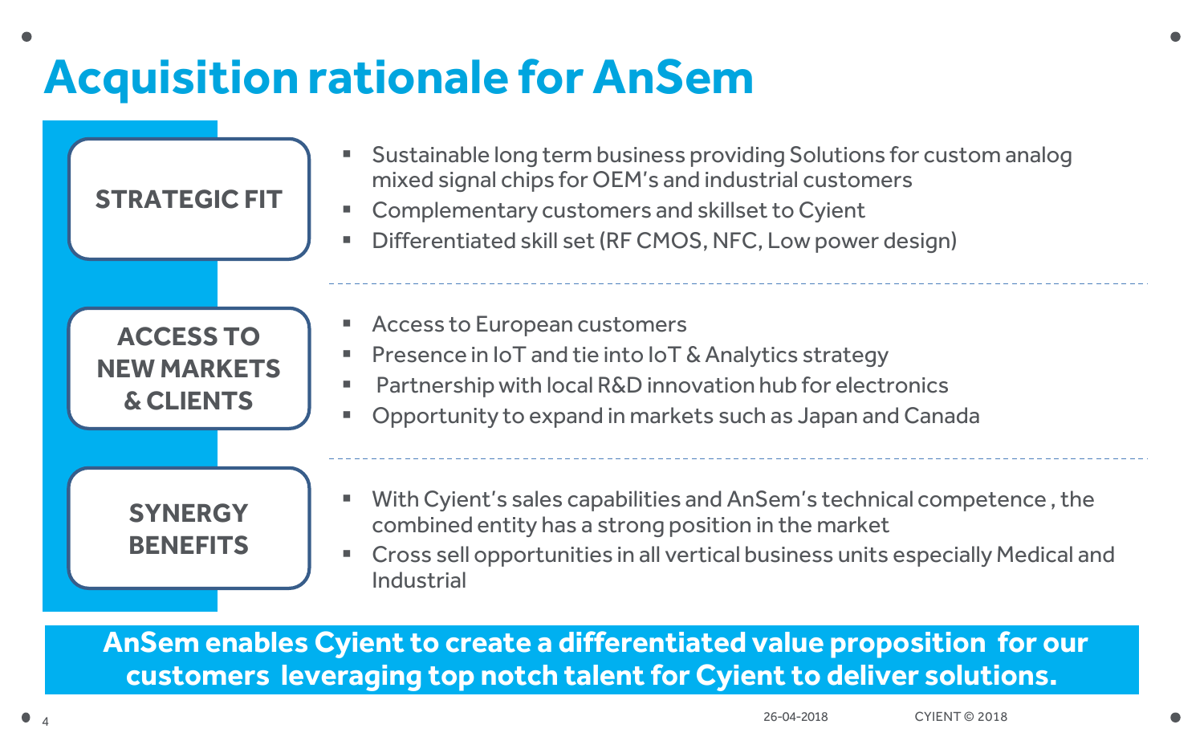# Acquisition rationale for AnSem

## STRATEGIC FIT

- Sustainable long term business providing Solutions for custom analog mixed signal chips for OEM's and industrial customers
- Complementary customers and skillset to Cyient
- Differentiated skill set (RF CMOS, NFC, Low power design)

## ACCESS TO NEW MARKETS & CLIENTS

- Access to European customers
- Presence in IoT and tie into IoT & Analytics strategy
- Partnership with local R&D innovation hub for electronics
- Opportunity to expand in markets such as Japan and Canada

## SYNERGY BENEFITS

- With Cyient's sales capabilities and AnSem's technical competence , the combined entity has a strong position in the market
- Cross sell opportunities in all vertical business units especially Medical and Industrial

**AnSem enables Cyient to create a differentiated value proposition for our customers leveraging top notch talent for Cyient to deliver solutions.**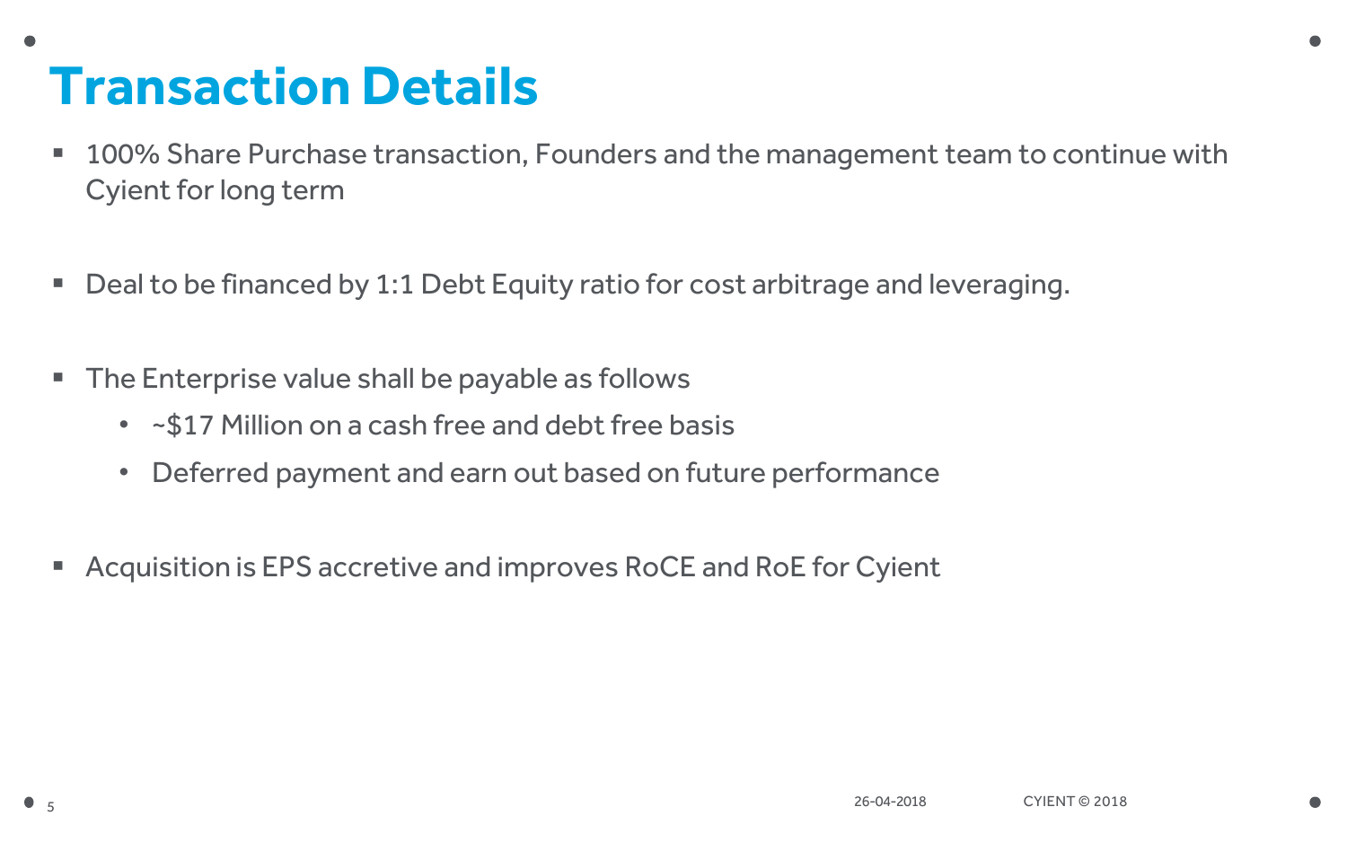# Transaction Details

- 100% Share Purchase transaction, Founders and the management team to continue with Cyient for long term

- Deal to be financed by 1:1 Debt Equity ratio for cost arbitrage and leveraging.

- The Enterprise value shall be payable as follows
  - ~$17 Million on a cash free and debt free basis
  - Deferred payment and earn out based on future performance

- Acquisition is EPS accretive and improves RoCE and RoE for Cyient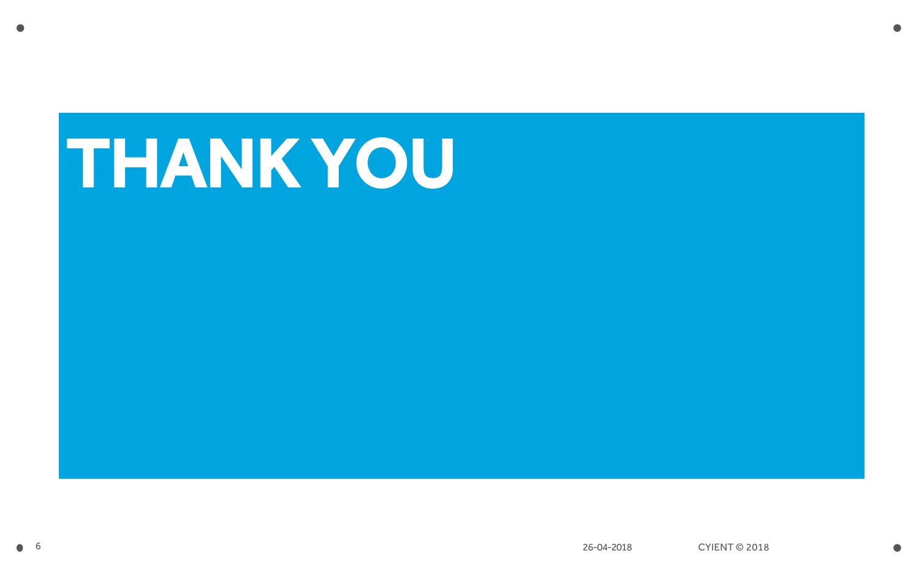# THANK YOU